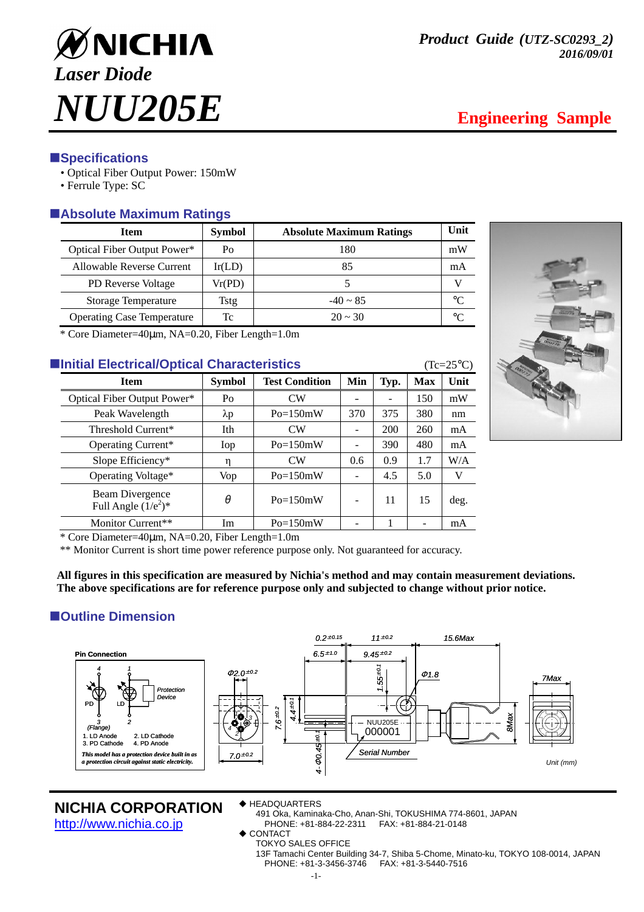# NICHIA

## Laser Diode

# NUU205E

**Product Guide (UTZ-SC0293_2)**
**2016/09/01**

**Engineering Sample**

## ■Specifications

- Optical Fiber Output Power: 150mW
- Ferrule Type: SC

## ■Absolute Maximum Ratings

| Item | Symbol | Absolute Maximum Ratings | Unit |
|---|---|---|---|
| Optical Fiber Output Power* | Po | 180 | mW |
| Allowable Reverse Current | Ir(LD) | 85 | mA |
| PD Reverse Voltage | Vr(PD) | 5 | V |
| Storage Temperature | Tstg | -40 ~ 85 | ℃ |
| Operating Case Temperature | Tc | 20 ~ 30 | ℃ |

\* Core Diameter=40μm, NA=0.20, Fiber Length=1.0m

## ■Initial Electrical/Optical Characteristics

(Tc=25℃)

| Item | Symbol | Test Condition | Min | Typ. | Max | Unit |
|---|---|---|---|---|---|---|
| Optical Fiber Output Power* | Po | CW | - | - | 150 | mW |
| Peak Wavelength | λp | Po=150mW | 370 | 375 | 380 | nm |
| Threshold Current* | Ith | CW | - | 200 | 260 | mA |
| Operating Current* | Iop | Po=150mW | - | 390 | 480 | mA |
| Slope Efficiency* | η | CW | 0.6 | 0.9 | 1.7 | W/A |
| Operating Voltage* | Vop | Po=150mW | - | 4.5 | 5.0 | V |
| Beam Divergence Full Angle ($1/e^2$)* | θ | Po=150mW | - | 11 | 15 | deg. |
| Monitor Current** | Im | Po=150mW | - | 1 | - | mA |

\* Core Diameter=40μm, NA=0.20, Fiber Length=1.0m
\** Monitor Current is short time power reference purpose only. Not guaranteed for accuracy.

**All figures in this specification are measured by Nichia's method and may contain measurement deviations.**
**The above specifications are for reference purpose only and subjected to change without prior notice.**

## ■Outline Dimension

**Pin Connection**

PD, LD, Protection Device

1. LD Anode
2. LD Cathode
3. PD Cathode (Flange)
4. PD Anode

*This model has a protection device built in as a protection circuit against static electricity.*

Φ2.0±0.2, 7.0±0.2, 7.6±0.2, 4.4±0.1, 4-Φ0.45±0.1, 0.2±0.15, 6.5±1.0, 11±0.2, 9.45±0.2, 1.55±0.1, Φ1.8, 15.6Max, 7Max, 8Max

NUU205E 000001 — Serial Number

Unit (mm)

**NICHIA CORPORATION**
http://www.nichia.co.jp

◆ HEADQUARTERS
491 Oka, Kaminaka-Cho, Anan-Shi, TOKUSHIMA 774-8601, JAPAN
PHONE: +81-884-22-2311 FAX: +81-884-21-0148

◆ CONTACT
TOKYO SALES OFFICE
13F Tamachi Center Building 34-7, Shiba 5-Chome, Minato-ku, TOKYO 108-0014, JAPAN
PHONE: +81-3-3456-3746 FAX: +81-3-5440-7516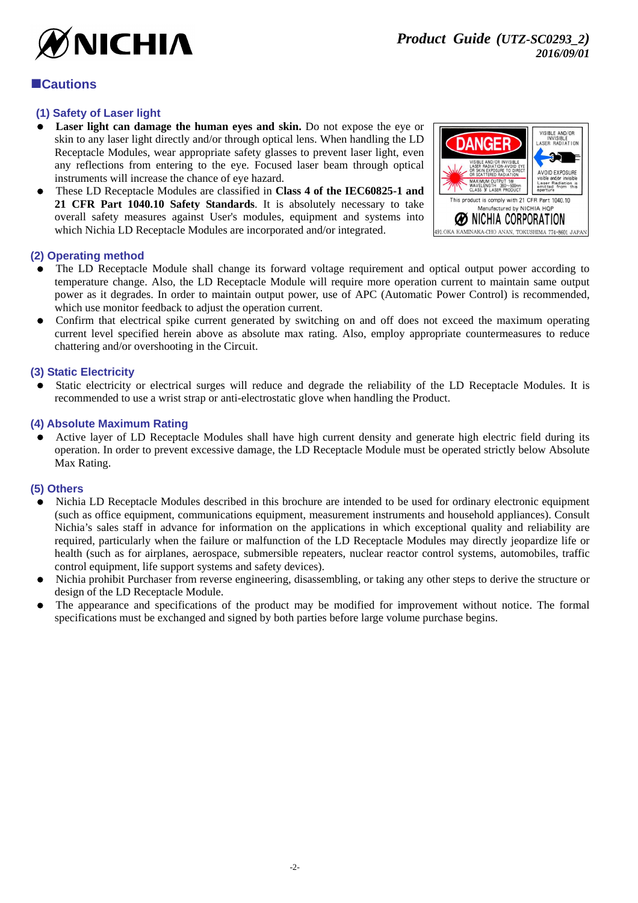## ■Cautions

### (1) Safety of Laser light

- **Laser light can damage the human eyes and skin.** Do not expose the eye or skin to any laser light directly and/or through optical lens. When handling the LD Receptacle Modules, wear appropriate safety glasses to prevent laser light, even any reflections from entering to the eye. Focused laser beam through optical instruments will increase the chance of eye hazard.
- These LD Receptacle Modules are classified in **Class 4 of the IEC60825-1 and 21 CFR Part 1040.10 Safety Standards**. It is absolutely necessary to take overall safety measures against User's modules, equipment and systems into which Nichia LD Receptacle Modules are incorporated and/or integrated.

DANGER

VISIBLE AND/OR INVISIBLE LASER RADIATION-AVOID EYE OR SKIN EXPOSURE TO DIRECT OR SCATTERED RADIATION
MAXIMUM OUTPUT 1W
WAVELENGTH 360~500nm
CLASS Ⅳ LASER PRODUCT

VISIBLE AND/OR INVISIBLE LASER RADIATION

AVOID EXPOSURE visible and/or invisible Laser Radiation is emitted from this aperture

This product is comply with 21 CFR Part 1040.10
Manufactured by NICHIA HQP
NICHIA CORPORATION
491 OKA KAMINAKA-CHO ANAN, TOKUSHIMA 774-8601 JAPAN

### (2) Operating method

- The LD Receptacle Module shall change its forward voltage requirement and optical output power according to temperature change. Also, the LD Receptacle Module will require more operation current to maintain same output power as it degrades. In order to maintain output power, use of APC (Automatic Power Control) is recommended, which use monitor feedback to adjust the operation current.
- Confirm that electrical spike current generated by switching on and off does not exceed the maximum operating current level specified herein above as absolute max rating. Also, employ appropriate countermeasures to reduce chattering and/or overshooting in the Circuit.

### (3) Static Electricity

- Static electricity or electrical surges will reduce and degrade the reliability of the LD Receptacle Modules. It is recommended to use a wrist strap or anti-electrostatic glove when handling the Product.

### (4) Absolute Maximum Rating

- Active layer of LD Receptacle Modules shall have high current density and generate high electric field during its operation. In order to prevent excessive damage, the LD Receptacle Module must be operated strictly below Absolute Max Rating.

### (5) Others

- Nichia LD Receptacle Modules described in this brochure are intended to be used for ordinary electronic equipment (such as office equipment, communications equipment, measurement instruments and household appliances). Consult Nichia's sales staff in advance for information on the applications in which exceptional quality and reliability are required, particularly when the failure or malfunction of the LD Receptacle Modules may directly jeopardize life or health (such as for airplanes, aerospace, submersible repeaters, nuclear reactor control systems, automobiles, traffic control equipment, life support systems and safety devices).
- Nichia prohibit Purchaser from reverse engineering, disassembling, or taking any other steps to derive the structure or design of the LD Receptacle Module.
- The appearance and specifications of the product may be modified for improvement without notice. The formal specifications must be exchanged and signed by both parties before large volume purchase begins.